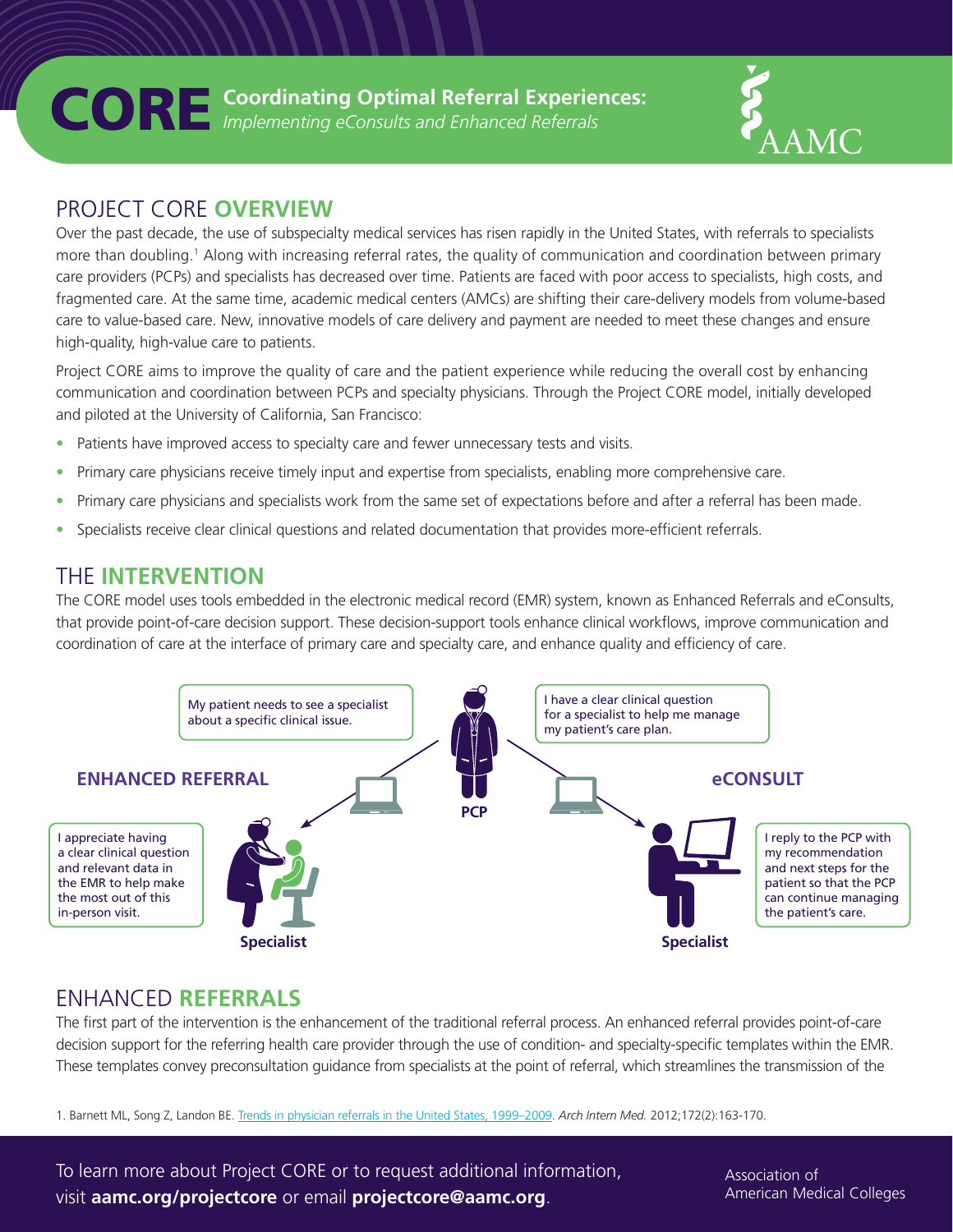# CORE Coordinating Optimal Referral Experiences:

*Implementing eConsults and Enhanced Referrals*

AAMC

## PROJECT CORE **OVERVIEW**

Over the past decade, the use of subspecialty medical services has risen rapidly in the United States, with referrals to specialists more than doubling.[1] Along with increasing referral rates, the quality of communication and coordination between primary care providers (PCPs) and specialists has decreased over time. Patients are faced with poor access to specialists, high costs, and fragmented care. At the same time, academic medical centers (AMCs) are shifting their care-delivery models from volume-based care to value-based care. New, innovative models of care delivery and payment are needed to meet these changes and ensure high-quality, high-value care to patients.

Project CORE aims to improve the quality of care and the patient experience while reducing the overall cost by enhancing communication and coordination between PCPs and specialty physicians. Through the Project CORE model, initially developed and piloted at the University of California, San Francisco:

- Patients have improved access to specialty care and fewer unnecessary tests and visits.
- Primary care physicians receive timely input and expertise from specialists, enabling more comprehensive care.
- Primary care physicians and specialists work from the same set of expectations before and after a referral has been made.
- Specialists receive clear clinical questions and related documentation that provides more-efficient referrals.

## THE **INTERVENTION**

The CORE model uses tools embedded in the electronic medical record (EMR) system, known as Enhanced Referrals and eConsults, that provide point-of-care decision support. These decision-support tools enhance clinical workflows, improve communication and coordination of care at the interface of primary care and specialty care, and enhance quality and efficiency of care.

**ENHANCED REFERRAL**

PCP: My patient needs to see a specialist about a specific clinical issue.

Specialist: I appreciate having a clear clinical question and relevant data in the EMR to help make the most out of this in-person visit.

**eCONSULT**

PCP: I have a clear clinical question for a specialist to help me manage my patient's care plan.

Specialist: I reply to the PCP with my recommendation and next steps for the patient so that the PCP can continue managing the patient's care.

## ENHANCED **REFERRALS**

The first part of the intervention is the enhancement of the traditional referral process. An enhanced referral provides point-of-care decision support for the referring health care provider through the use of condition- and specialty-specific templates within the EMR. These templates convey preconsultation guidance from specialists at the point of referral, which streamlines the transmission of the

1. Barnett ML, Song Z, Landon BE. Trends in physician referrals in the United States, 1999–2009. *Arch Intern Med.* 2012;172(2):163-170.

To learn more about Project CORE or to request additional information, visit **aamc.org/projectcore** or email **projectcore@aamc.org**.

Association of American Medical Colleges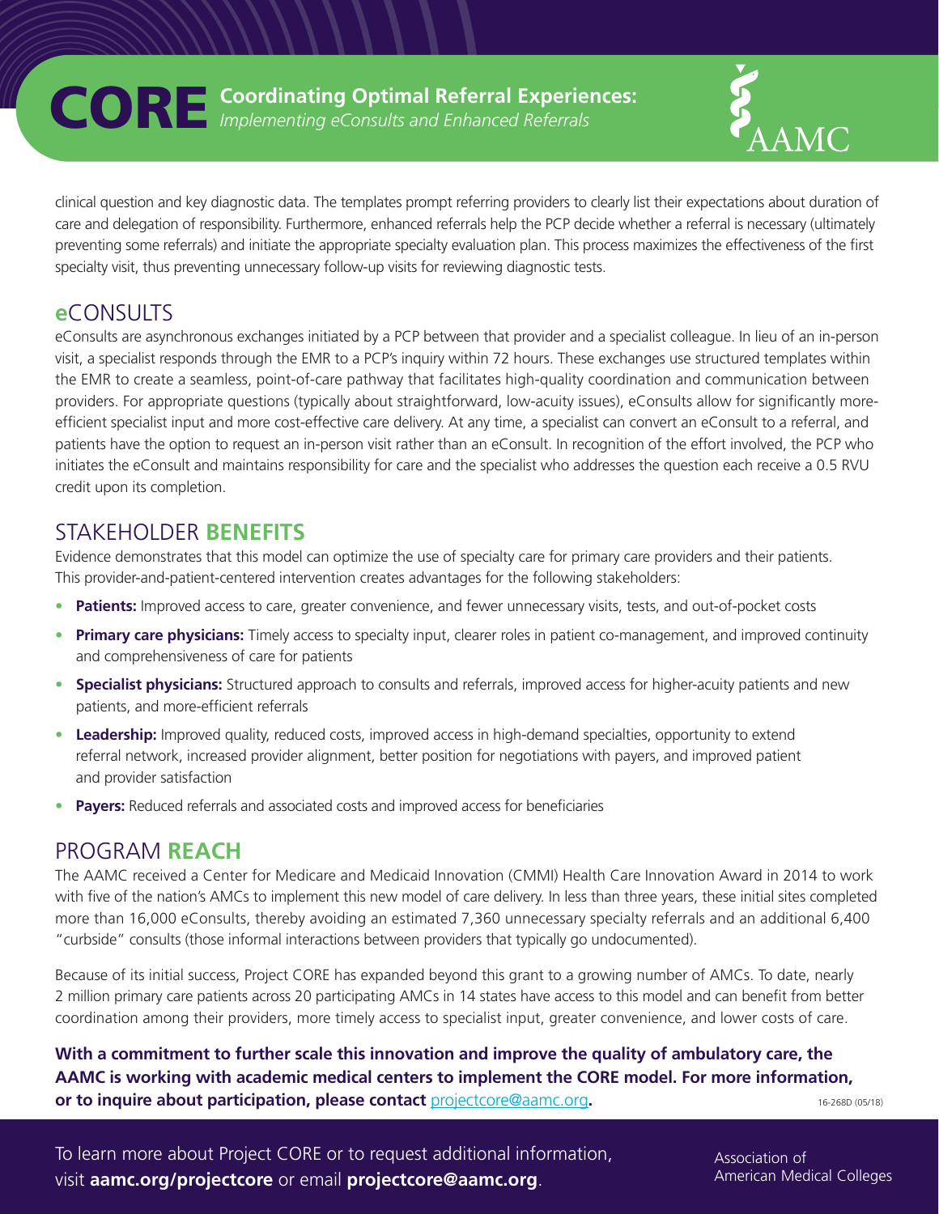clinical question and key diagnostic data. The templates prompt referring providers to clearly list their expectations about duration of care and delegation of responsibility. Furthermore, enhanced referrals help the PCP decide whether a referral is necessary (ultimately preventing some referrals) and initiate the appropriate specialty evaluation plan. This process maximizes the effectiveness of the first specialty visit, thus preventing unnecessary follow-up visits for reviewing diagnostic tests.

## eCONSULTS

eConsults are asynchronous exchanges initiated by a PCP between that provider and a specialist colleague. In lieu of an in-person visit, a specialist responds through the EMR to a PCP's inquiry within 72 hours. These exchanges use structured templates within the EMR to create a seamless, point-of-care pathway that facilitates high-quality coordination and communication between providers. For appropriate questions (typically about straightforward, low-acuity issues), eConsults allow for significantly more-efficient specialist input and more cost-effective care delivery. At any time, a specialist can convert an eConsult to a referral, and patients have the option to request an in-person visit rather than an eConsult. In recognition of the effort involved, the PCP who initiates the eConsult and maintains responsibility for care and the specialist who addresses the question each receive a 0.5 RVU credit upon its completion.

## STAKEHOLDER **BENEFITS**

Evidence demonstrates that this model can optimize the use of specialty care for primary care providers and their patients. This provider-and-patient-centered intervention creates advantages for the following stakeholders:

- **Patients:** Improved access to care, greater convenience, and fewer unnecessary visits, tests, and out-of-pocket costs
- **Primary care physicians:** Timely access to specialty input, clearer roles in patient co-management, and improved continuity and comprehensiveness of care for patients
- **Specialist physicians:** Structured approach to consults and referrals, improved access for higher-acuity patients and new patients, and more-efficient referrals
- **Leadership:** Improved quality, reduced costs, improved access in high-demand specialties, opportunity to extend referral network, increased provider alignment, better position for negotiations with payers, and improved patient and provider satisfaction
- **Payers:** Reduced referrals and associated costs and improved access for beneficiaries

## PROGRAM **REACH**

The AAMC received a Center for Medicare and Medicaid Innovation (CMMI) Health Care Innovation Award in 2014 to work with five of the nation's AMCs to implement this new model of care delivery. In less than three years, these initial sites completed more than 16,000 eConsults, thereby avoiding an estimated 7,360 unnecessary specialty referrals and an additional 6,400 "curbside" consults (those informal interactions between providers that typically go undocumented).

Because of its initial success, Project CORE has expanded beyond this grant to a growing number of AMCs. To date, nearly 2 million primary care patients across 20 participating AMCs in 14 states have access to this model and can benefit from better coordination among their providers, more timely access to specialist input, greater convenience, and lower costs of care.

**With a commitment to further scale this innovation and improve the quality of ambulatory care, the AAMC is working with academic medical centers to implement the CORE model. For more information, or to inquire about participation, please contact** projectcore@aamc.org**.**

16-268D (05/18)

To learn more about Project CORE or to request additional information, visit **aamc.org/projectcore** or email **projectcore@aamc.org**.

Association of American Medical Colleges